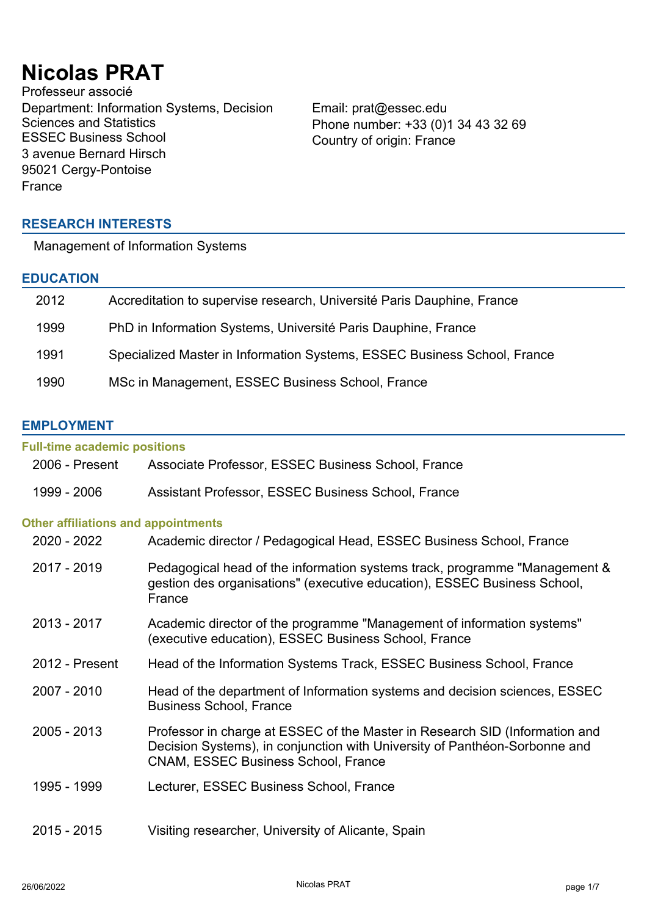# Nicolas PRAT

Professeur associé
Department: Information Systems, Decision Sciences and Statistics
ESSEC Business School
3 avenue Bernard Hirsch
95021 Cergy-Pontoise
France

Email: prat@essec.edu
Phone number: +33 (0)1 34 43 32 69
Country of origin: France

## RESEARCH INTERESTS

Management of Information Systems

## EDUCATION

| | |
|---|---|
| 2012 | Accreditation to supervise research, Université Paris Dauphine, France |
| 1999 | PhD in Information Systems, Université Paris Dauphine, France |
| 1991 | Specialized Master in Information Systems, ESSEC Business School, France |
| 1990 | MSc in Management, ESSEC Business School, France |

## EMPLOYMENT

### Full-time academic positions

| | |
|---|---|
| 2006 - Present | Associate Professor, ESSEC Business School, France |
| 1999 - 2006 | Assistant Professor, ESSEC Business School, France |

### Other affiliations and appointments

| | |
|---|---|
| 2020 - 2022 | Academic director / Pedagogical Head, ESSEC Business School, France |
| 2017 - 2019 | Pedagogical head of the information systems track, programme "Management & gestion des organisations" (executive education), ESSEC Business School, France |
| 2013 - 2017 | Academic director of the programme "Management of information systems" (executive education), ESSEC Business School, France |
| 2012 - Present | Head of the Information Systems Track, ESSEC Business School, France |
| 2007 - 2010 | Head of the department of Information systems and decision sciences, ESSEC Business School, France |
| 2005 - 2013 | Professor in charge at ESSEC of the Master in Research SID (Information and Decision Systems), in conjunction with University of Panthéon-Sorbonne and CNAM, ESSEC Business School, France |
| 1995 - 1999 | Lecturer, ESSEC Business School, France |
| 2015 - 2015 | Visiting researcher, University of Alicante, Spain |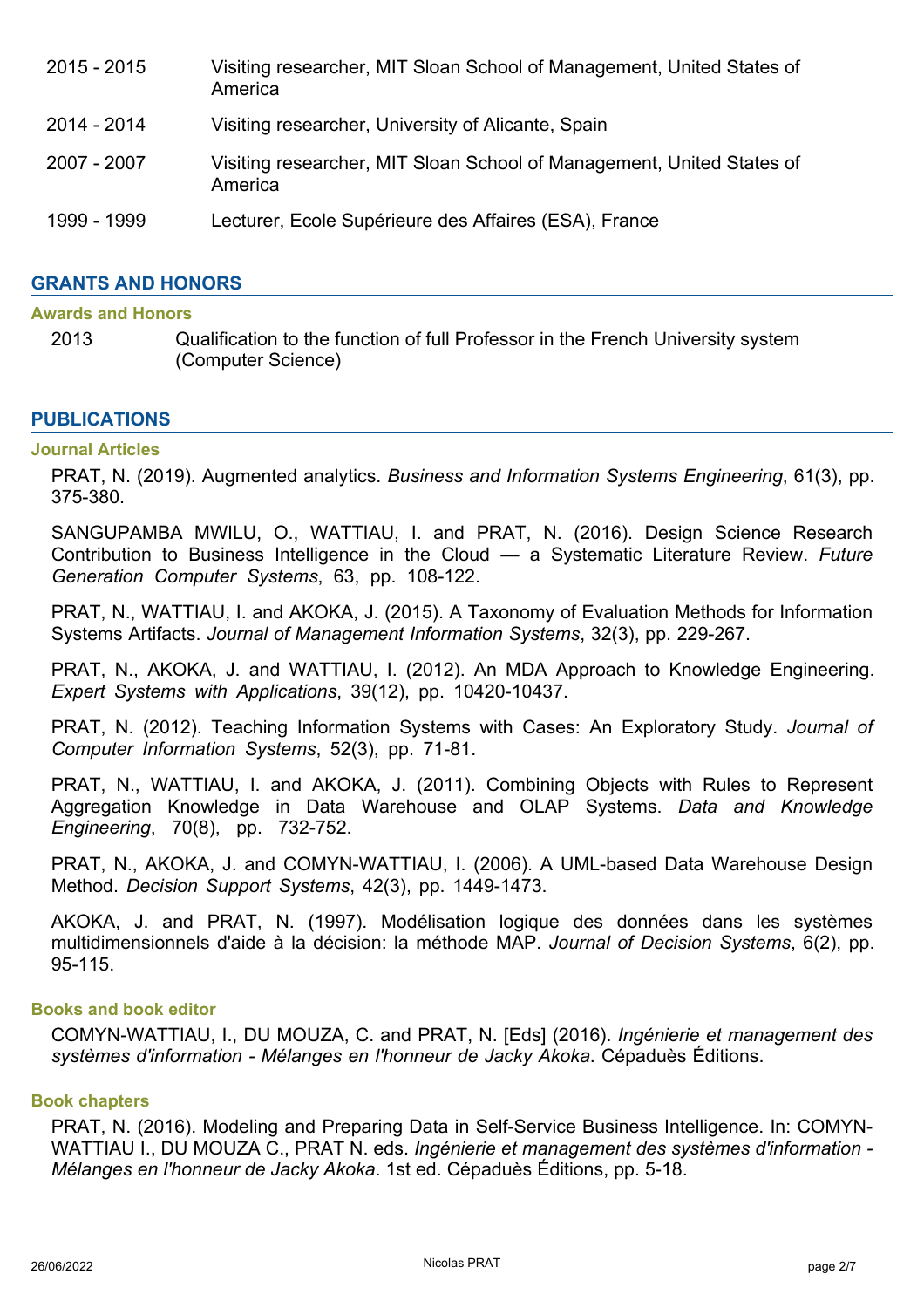| | |
|---|---|
| 2015 - 2015 | Visiting researcher, MIT Sloan School of Management, United States of America |
| 2014 - 2014 | Visiting researcher, University of Alicante, Spain |
| 2007 - 2007 | Visiting researcher, MIT Sloan School of Management, United States of America |
| 1999 - 1999 | Lecturer, Ecole Supérieure des Affaires (ESA), France |

## GRANTS AND HONORS

### Awards and Honors

| | |
|---|---|
| 2013 | Qualification to the function of full Professor in the French University system (Computer Science) |

## PUBLICATIONS

### Journal Articles

PRAT, N. (2019). Augmented analytics. *Business and Information Systems Engineering*, 61(3), pp. 375-380.

SANGUPAMBA MWILU, O., WATTIAU, I. and PRAT, N. (2016). Design Science Research Contribution to Business Intelligence in the Cloud — a Systematic Literature Review. *Future Generation Computer Systems*, 63, pp. 108-122.

PRAT, N., WATTIAU, I. and AKOKA, J. (2015). A Taxonomy of Evaluation Methods for Information Systems Artifacts. *Journal of Management Information Systems*, 32(3), pp. 229-267.

PRAT, N., AKOKA, J. and WATTIAU, I. (2012). An MDA Approach to Knowledge Engineering. *Expert Systems with Applications*, 39(12), pp. 10420-10437.

PRAT, N. (2012). Teaching Information Systems with Cases: An Exploratory Study. *Journal of Computer Information Systems*, 52(3), pp. 71-81.

PRAT, N., WATTIAU, I. and AKOKA, J. (2011). Combining Objects with Rules to Represent Aggregation Knowledge in Data Warehouse and OLAP Systems. *Data and Knowledge Engineering*, 70(8), pp. 732-752.

PRAT, N., AKOKA, J. and COMYN-WATTIAU, I. (2006). A UML-based Data Warehouse Design Method. *Decision Support Systems*, 42(3), pp. 1449-1473.

AKOKA, J. and PRAT, N. (1997). Modélisation logique des données dans les systèmes multidimensionnels d'aide à la décision: la méthode MAP. *Journal of Decision Systems*, 6(2), pp. 95-115.

### Books and book editor

COMYN-WATTIAU, I., DU MOUZA, C. and PRAT, N. [Eds] (2016). *Ingénierie et management des systèmes d'information - Mélanges en l'honneur de Jacky Akoka*. Cépaduès Éditions.

### Book chapters

PRAT, N. (2016). Modeling and Preparing Data in Self-Service Business Intelligence. In: COMYN-WATTIAU I., DU MOUZA C., PRAT N. eds. *Ingénierie et management des systèmes d'information - Mélanges en l'honneur de Jacky Akoka*. 1st ed. Cépaduès Éditions, pp. 5-18.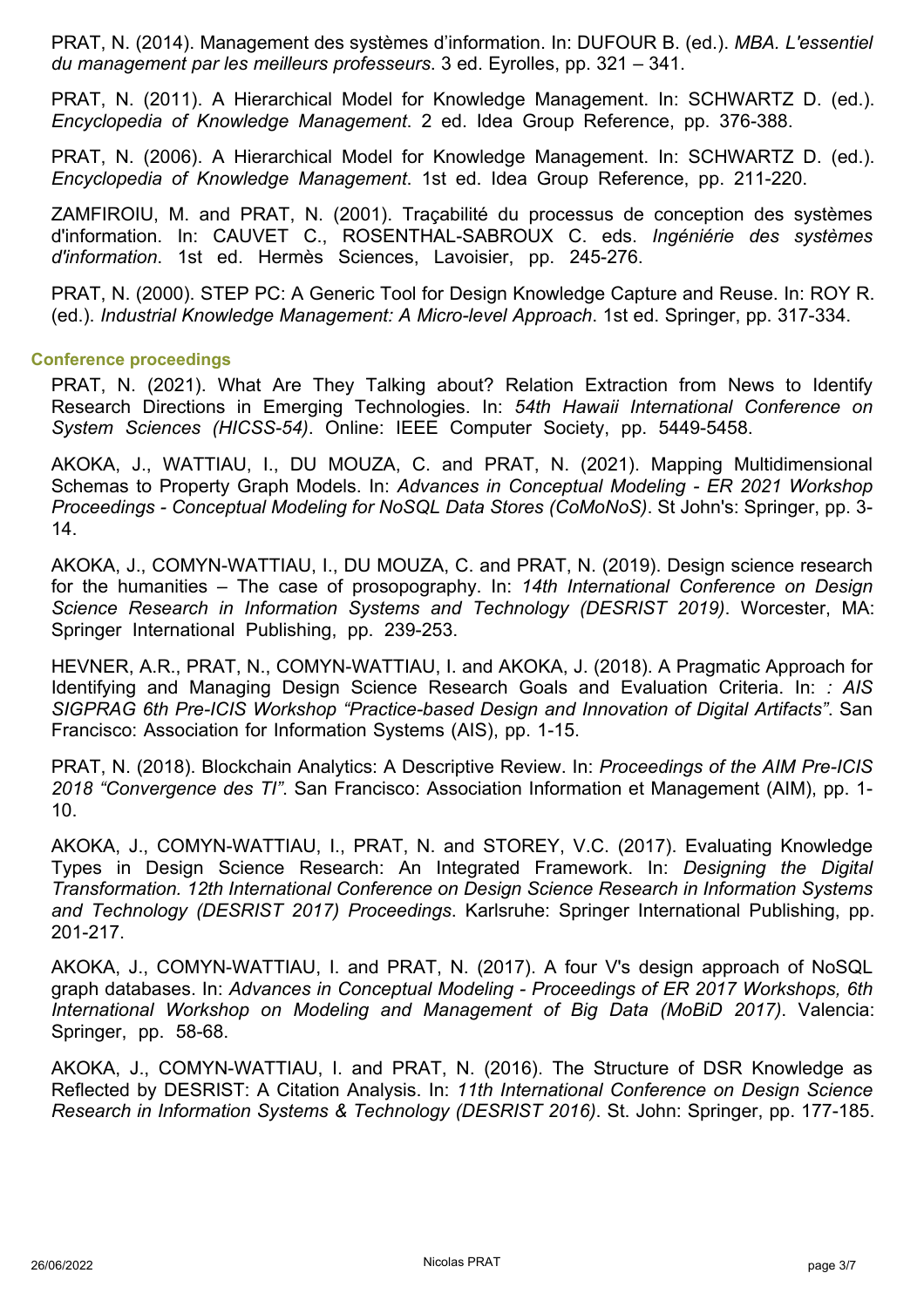PRAT, N. (2014). Management des systèmes d'information. In: DUFOUR B. (ed.). *MBA. L'essentiel du management par les meilleurs professeurs*. 3 ed. Eyrolles, pp. 321 – 341.

PRAT, N. (2011). A Hierarchical Model for Knowledge Management. In: SCHWARTZ D. (ed.). *Encyclopedia of Knowledge Management*. 2 ed. Idea Group Reference, pp. 376-388.

PRAT, N. (2006). A Hierarchical Model for Knowledge Management. In: SCHWARTZ D. (ed.). *Encyclopedia of Knowledge Management*. 1st ed. Idea Group Reference, pp. 211-220.

ZAMFIROIU, M. and PRAT, N. (2001). Traçabilité du processus de conception des systèmes d'information. In: CAUVET C., ROSENTHAL-SABROUX C. eds. *Ingéniérie des systèmes d'information*. 1st ed. Hermès Sciences, Lavoisier, pp. 245-276.

PRAT, N. (2000). STEP PC: A Generic Tool for Design Knowledge Capture and Reuse. In: ROY R. (ed.). *Industrial Knowledge Management: A Micro-level Approach*. 1st ed. Springer, pp. 317-334.

### Conference proceedings

PRAT, N. (2021). What Are They Talking about? Relation Extraction from News to Identify Research Directions in Emerging Technologies. In: *54th Hawaii International Conference on System Sciences (HICSS-54)*. Online: IEEE Computer Society, pp. 5449-5458.

AKOKA, J., WATTIAU, I., DU MOUZA, C. and PRAT, N. (2021). Mapping Multidimensional Schemas to Property Graph Models. In: *Advances in Conceptual Modeling - ER 2021 Workshop Proceedings - Conceptual Modeling for NoSQL Data Stores (CoMoNoS)*. St John's: Springer, pp. 3-14.

AKOKA, J., COMYN-WATTIAU, I., DU MOUZA, C. and PRAT, N. (2019). Design science research for the humanities – The case of prosopography. In: *14th International Conference on Design Science Research in Information Systems and Technology (DESRIST 2019)*. Worcester, MA: Springer International Publishing, pp. 239-253.

HEVNER, A.R., PRAT, N., COMYN-WATTIAU, I. and AKOKA, J. (2018). A Pragmatic Approach for Identifying and Managing Design Science Research Goals and Evaluation Criteria. In: *: AIS SIGPRAG 6th Pre-ICIS Workshop "Practice-based Design and Innovation of Digital Artifacts"*. San Francisco: Association for Information Systems (AIS), pp. 1-15.

PRAT, N. (2018). Blockchain Analytics: A Descriptive Review. In: *Proceedings of the AIM Pre-ICIS 2018 "Convergence des TI"*. San Francisco: Association Information et Management (AIM), pp. 1-10.

AKOKA, J., COMYN-WATTIAU, I., PRAT, N. and STOREY, V.C. (2017). Evaluating Knowledge Types in Design Science Research: An Integrated Framework. In: *Designing the Digital Transformation. 12th International Conference on Design Science Research in Information Systems and Technology (DESRIST 2017) Proceedings*. Karlsruhe: Springer International Publishing, pp. 201-217.

AKOKA, J., COMYN-WATTIAU, I. and PRAT, N. (2017). A four V's design approach of NoSQL graph databases. In: *Advances in Conceptual Modeling - Proceedings of ER 2017 Workshops, 6th International Workshop on Modeling and Management of Big Data (MoBiD 2017)*. Valencia: Springer, pp. 58-68.

AKOKA, J., COMYN-WATTIAU, I. and PRAT, N. (2016). The Structure of DSR Knowledge as Reflected by DESRIST: A Citation Analysis. In: *11th International Conference on Design Science Research in Information Systems & Technology (DESRIST 2016)*. St. John: Springer, pp. 177-185.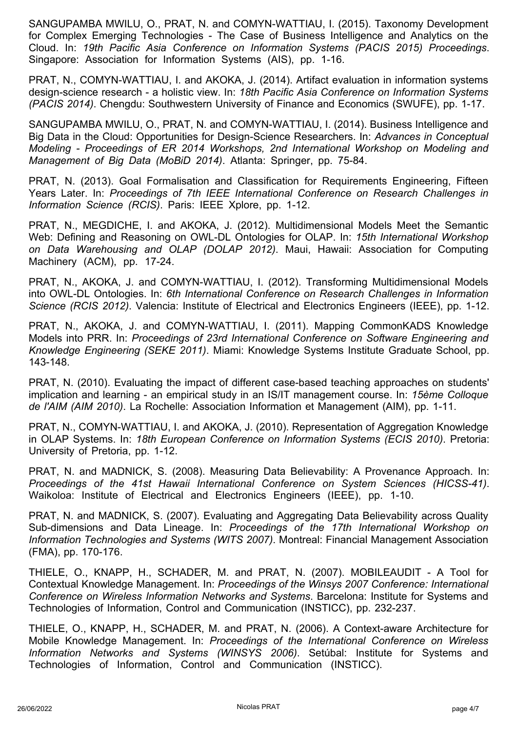SANGUPAMBA MWILU, O., PRAT, N. and COMYN-WATTIAU, I. (2015). Taxonomy Development for Complex Emerging Technologies - The Case of Business Intelligence and Analytics on the Cloud. In: *19th Pacific Asia Conference on Information Systems (PACIS 2015) Proceedings*. Singapore: Association for Information Systems (AIS), pp. 1-16.

PRAT, N., COMYN-WATTIAU, I. and AKOKA, J. (2014). Artifact evaluation in information systems design-science research - a holistic view. In: *18th Pacific Asia Conference on Information Systems (PACIS 2014)*. Chengdu: Southwestern University of Finance and Economics (SWUFE), pp. 1-17.

SANGUPAMBA MWILU, O., PRAT, N. and COMYN-WATTIAU, I. (2014). Business Intelligence and Big Data in the Cloud: Opportunities for Design-Science Researchers. In: *Advances in Conceptual Modeling - Proceedings of ER 2014 Workshops, 2nd International Workshop on Modeling and Management of Big Data (MoBiD 2014)*. Atlanta: Springer, pp. 75-84.

PRAT, N. (2013). Goal Formalisation and Classification for Requirements Engineering, Fifteen Years Later. In: *Proceedings of 7th IEEE International Conference on Research Challenges in Information Science (RCIS)*. Paris: IEEE Xplore, pp. 1-12.

PRAT, N., MEGDICHE, I. and AKOKA, J. (2012). Multidimensional Models Meet the Semantic Web: Defining and Reasoning on OWL-DL Ontologies for OLAP. In: *15th International Workshop on Data Warehousing and OLAP (DOLAP 2012)*. Maui, Hawaii: Association for Computing Machinery (ACM), pp. 17-24.

PRAT, N., AKOKA, J. and COMYN-WATTIAU, I. (2012). Transforming Multidimensional Models into OWL-DL Ontologies. In: *6th International Conference on Research Challenges in Information Science (RCIS 2012)*. Valencia: Institute of Electrical and Electronics Engineers (IEEE), pp. 1-12.

PRAT, N., AKOKA, J. and COMYN-WATTIAU, I. (2011). Mapping CommonKADS Knowledge Models into PRR. In: *Proceedings of 23rd International Conference on Software Engineering and Knowledge Engineering (SEKE 2011)*. Miami: Knowledge Systems Institute Graduate School, pp. 143-148.

PRAT, N. (2010). Evaluating the impact of different case-based teaching approaches on students' implication and learning - an empirical study in an IS/IT management course. In: *15ème Colloque de l'AIM (AIM 2010)*. La Rochelle: Association Information et Management (AIM), pp. 1-11.

PRAT, N., COMYN-WATTIAU, I. and AKOKA, J. (2010). Representation of Aggregation Knowledge in OLAP Systems. In: *18th European Conference on Information Systems (ECIS 2010)*. Pretoria: University of Pretoria, pp. 1-12.

PRAT, N. and MADNICK, S. (2008). Measuring Data Believability: A Provenance Approach. In: *Proceedings of the 41st Hawaii International Conference on System Sciences (HICSS-41)*. Waikoloa: Institute of Electrical and Electronics Engineers (IEEE), pp. 1-10.

PRAT, N. and MADNICK, S. (2007). Evaluating and Aggregating Data Believability across Quality Sub-dimensions and Data Lineage. In: *Proceedings of the 17th International Workshop on Information Technologies and Systems (WITS 2007)*. Montreal: Financial Management Association (FMA), pp. 170-176.

THIELE, O., KNAPP, H., SCHADER, M. and PRAT, N. (2007). MOBILEAUDIT - A Tool for Contextual Knowledge Management. In: *Proceedings of the Winsys 2007 Conference: International Conference on Wireless Information Networks and Systems*. Barcelona: Institute for Systems and Technologies of Information, Control and Communication (INSTICC), pp. 232-237.

THIELE, O., KNAPP, H., SCHADER, M. and PRAT, N. (2006). A Context-aware Architecture for Mobile Knowledge Management. In: *Proceedings of the International Conference on Wireless Information Networks and Systems (WINSYS 2006)*. Setúbal: Institute for Systems and Technologies of Information, Control and Communication (INSTICC).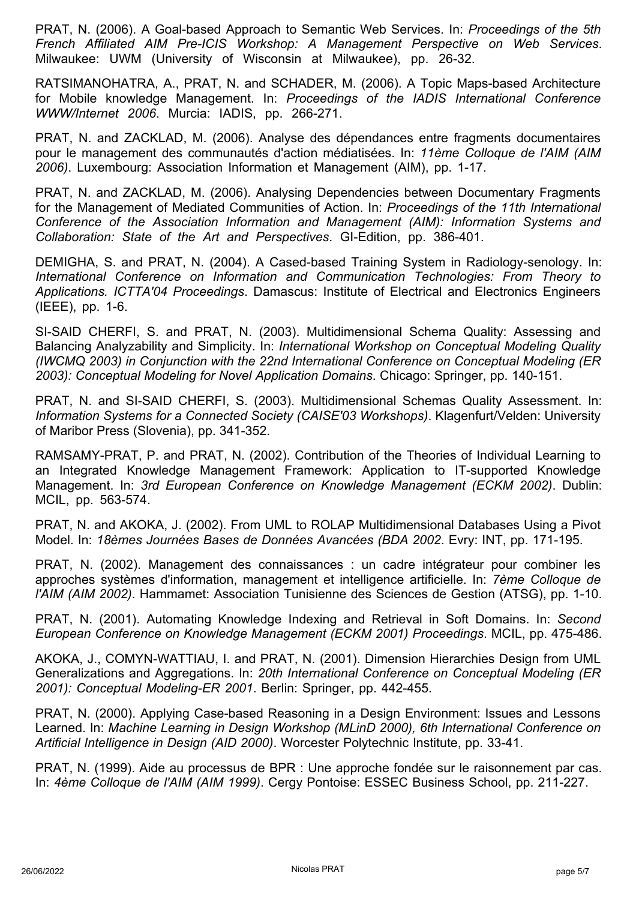PRAT, N. (2006). A Goal-based Approach to Semantic Web Services. In: *Proceedings of the 5th French Affiliated AIM Pre-ICIS Workshop: A Management Perspective on Web Services*. Milwaukee: UWM (University of Wisconsin at Milwaukee), pp. 26-32.

RATSIMANOHATRA, A., PRAT, N. and SCHADER, M. (2006). A Topic Maps-based Architecture for Mobile knowledge Management. In: *Proceedings of the IADIS International Conference WWW/Internet 2006*. Murcia: IADIS, pp. 266-271.

PRAT, N. and ZACKLAD, M. (2006). Analyse des dépendances entre fragments documentaires pour le management des communautés d'action médiatisées. In: *11ème Colloque de l'AIM (AIM 2006)*. Luxembourg: Association Information et Management (AIM), pp. 1-17.

PRAT, N. and ZACKLAD, M. (2006). Analysing Dependencies between Documentary Fragments for the Management of Mediated Communities of Action. In: *Proceedings of the 11th International Conference of the Association Information and Management (AIM): Information Systems and Collaboration: State of the Art and Perspectives*. GI-Edition, pp. 386-401.

DEMIGHA, S. and PRAT, N. (2004). A Cased-based Training System in Radiology-senology. In: *International Conference on Information and Communication Technologies: From Theory to Applications. ICTTA'04 Proceedings*. Damascus: Institute of Electrical and Electronics Engineers (IEEE), pp. 1-6.

SI-SAID CHERFI, S. and PRAT, N. (2003). Multidimensional Schema Quality: Assessing and Balancing Analyzability and Simplicity. In: *International Workshop on Conceptual Modeling Quality (IWCMQ 2003) in Conjunction with the 22nd International Conference on Conceptual Modeling (ER 2003): Conceptual Modeling for Novel Application Domains*. Chicago: Springer, pp. 140-151.

PRAT, N. and SI-SAID CHERFI, S. (2003). Multidimensional Schemas Quality Assessment. In: *Information Systems for a Connected Society (CAISE'03 Workshops)*. Klagenfurt/Velden: University of Maribor Press (Slovenia), pp. 341-352.

RAMSAMY-PRAT, P. and PRAT, N. (2002). Contribution of the Theories of Individual Learning to an Integrated Knowledge Management Framework: Application to IT-supported Knowledge Management. In: *3rd European Conference on Knowledge Management (ECKM 2002)*. Dublin: MCIL, pp. 563-574.

PRAT, N. and AKOKA, J. (2002). From UML to ROLAP Multidimensional Databases Using a Pivot Model. In: *18èmes Journées Bases de Données Avancées (BDA 2002*. Evry: INT, pp. 171-195.

PRAT, N. (2002). Management des connaissances : un cadre intégrateur pour combiner les approches systèmes d'information, management et intelligence artificielle. In: *7ème Colloque de l'AIM (AIM 2002)*. Hammamet: Association Tunisienne des Sciences de Gestion (ATSG), pp. 1-10.

PRAT, N. (2001). Automating Knowledge Indexing and Retrieval in Soft Domains. In: *Second European Conference on Knowledge Management (ECKM 2001) Proceedings*. MCIL, pp. 475-486.

AKOKA, J., COMYN-WATTIAU, I. and PRAT, N. (2001). Dimension Hierarchies Design from UML Generalizations and Aggregations. In: *20th International Conference on Conceptual Modeling (ER 2001): Conceptual Modeling-ER 2001*. Berlin: Springer, pp. 442-455.

PRAT, N. (2000). Applying Case-based Reasoning in a Design Environment: Issues and Lessons Learned. In: *Machine Learning in Design Workshop (MLinD 2000), 6th International Conference on Artificial Intelligence in Design (AID 2000)*. Worcester Polytechnic Institute, pp. 33-41.

PRAT, N. (1999). Aide au processus de BPR : Une approche fondée sur le raisonnement par cas. In: *4ème Colloque de l'AIM (AIM 1999)*. Cergy Pontoise: ESSEC Business School, pp. 211-227.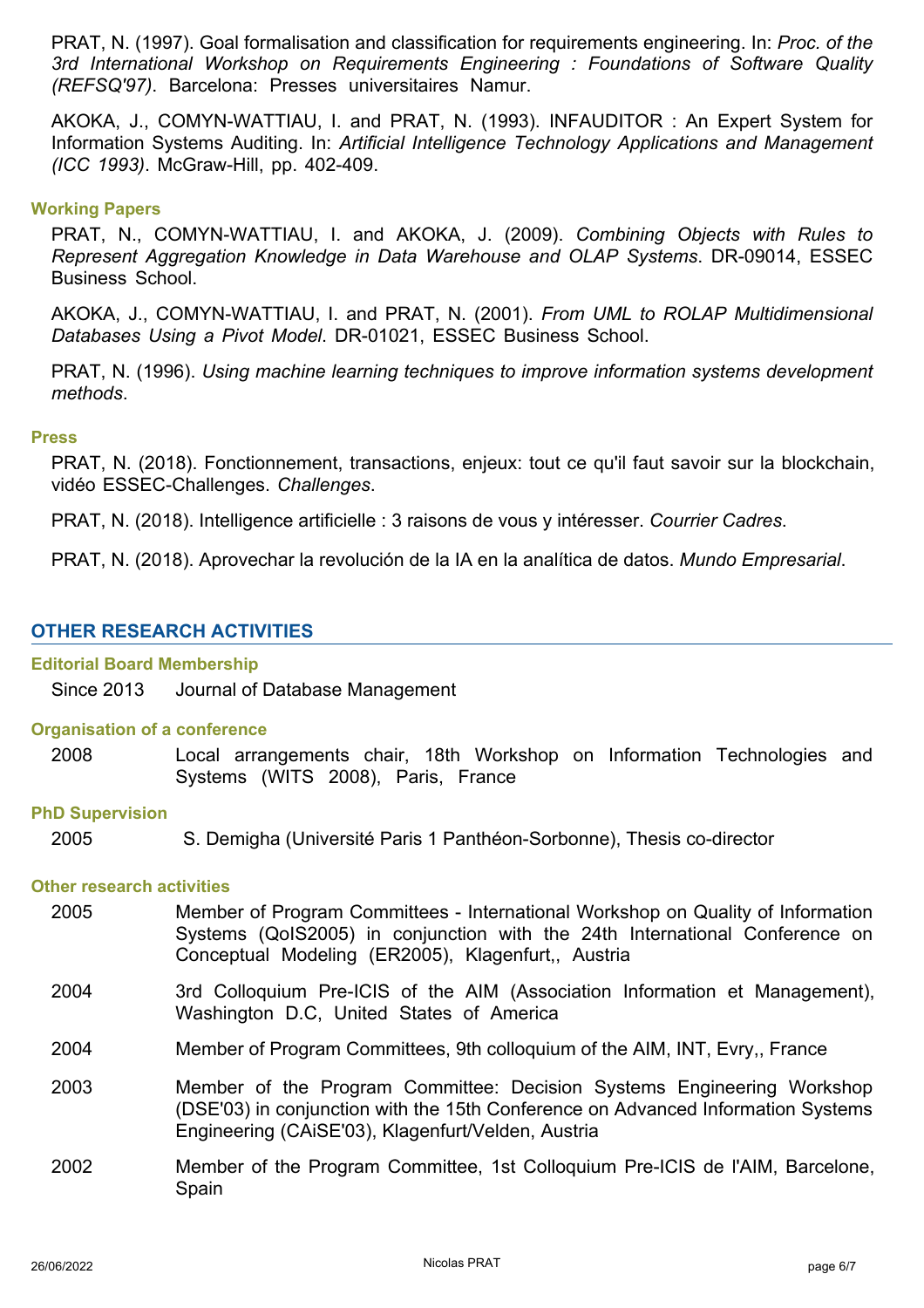PRAT, N. (1997). Goal formalisation and classification for requirements engineering. In: *Proc. of the 3rd International Workshop on Requirements Engineering : Foundations of Software Quality (REFSQ'97)*. Barcelona: Presses universitaires Namur.

AKOKA, J., COMYN-WATTIAU, I. and PRAT, N. (1993). INFAUDITOR : An Expert System for Information Systems Auditing. In: *Artificial Intelligence Technology Applications and Management (ICC 1993)*. McGraw-Hill, pp. 402-409.

### Working Papers

PRAT, N., COMYN-WATTIAU, I. and AKOKA, J. (2009). *Combining Objects with Rules to Represent Aggregation Knowledge in Data Warehouse and OLAP Systems*. DR-09014, ESSEC Business School.

AKOKA, J., COMYN-WATTIAU, I. and PRAT, N. (2001). *From UML to ROLAP Multidimensional Databases Using a Pivot Model*. DR-01021, ESSEC Business School.

PRAT, N. (1996). *Using machine learning techniques to improve information systems development methods*.

### Press

PRAT, N. (2018). Fonctionnement, transactions, enjeux: tout ce qu'il faut savoir sur la blockchain, vidéo ESSEC-Challenges. *Challenges*.

PRAT, N. (2018). Intelligence artificielle : 3 raisons de vous y intéresser. *Courrier Cadres*.

PRAT, N. (2018). Aprovechar la revolución de la IA en la analítica de datos. *Mundo Empresarial*.

## OTHER RESEARCH ACTIVITIES

### Editorial Board Membership

Since 2013 Journal of Database Management

### Organisation of a conference

2008 Local arrangements chair, 18th Workshop on Information Technologies and Systems (WITS 2008), Paris, France

### PhD Supervision

2005 S. Demigha (Université Paris 1 Panthéon-Sorbonne), Thesis co-director

### Other research activities

2005 Member of Program Committees - International Workshop on Quality of Information Systems (QoIS2005) in conjunction with the 24th International Conference on Conceptual Modeling (ER2005), Klagenfurt,, Austria

2004 3rd Colloquium Pre-ICIS of the AIM (Association Information et Management), Washington D.C, United States of America

2004 Member of Program Committees, 9th colloquium of the AIM, INT, Evry,, France

2003 Member of the Program Committee: Decision Systems Engineering Workshop (DSE'03) in conjunction with the 15th Conference on Advanced Information Systems Engineering (CAiSE'03), Klagenfurt/Velden, Austria

2002 Member of the Program Committee, 1st Colloquium Pre-ICIS de l'AIM, Barcelone, Spain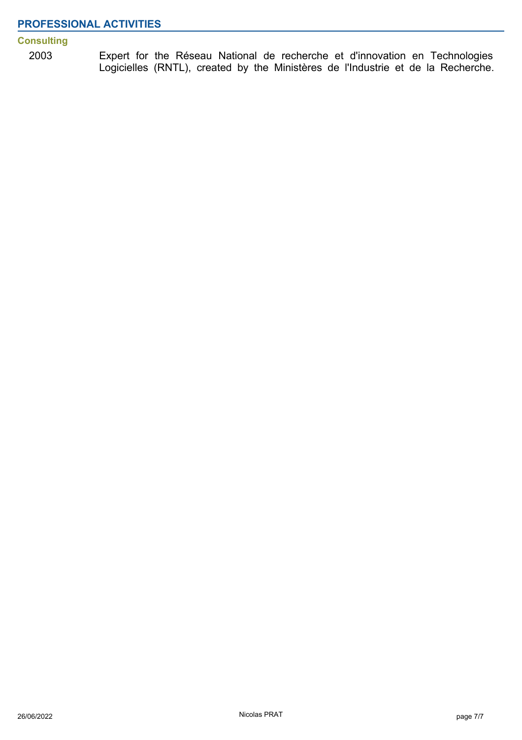## PROFESSIONAL ACTIVITIES

### Consulting

| | |
|---|---|
| 2003 | Expert for the Réseau National de recherche et d'innovation en Technologies Logicielles (RNTL), created by the Ministères de l'Industrie et de la Recherche. |